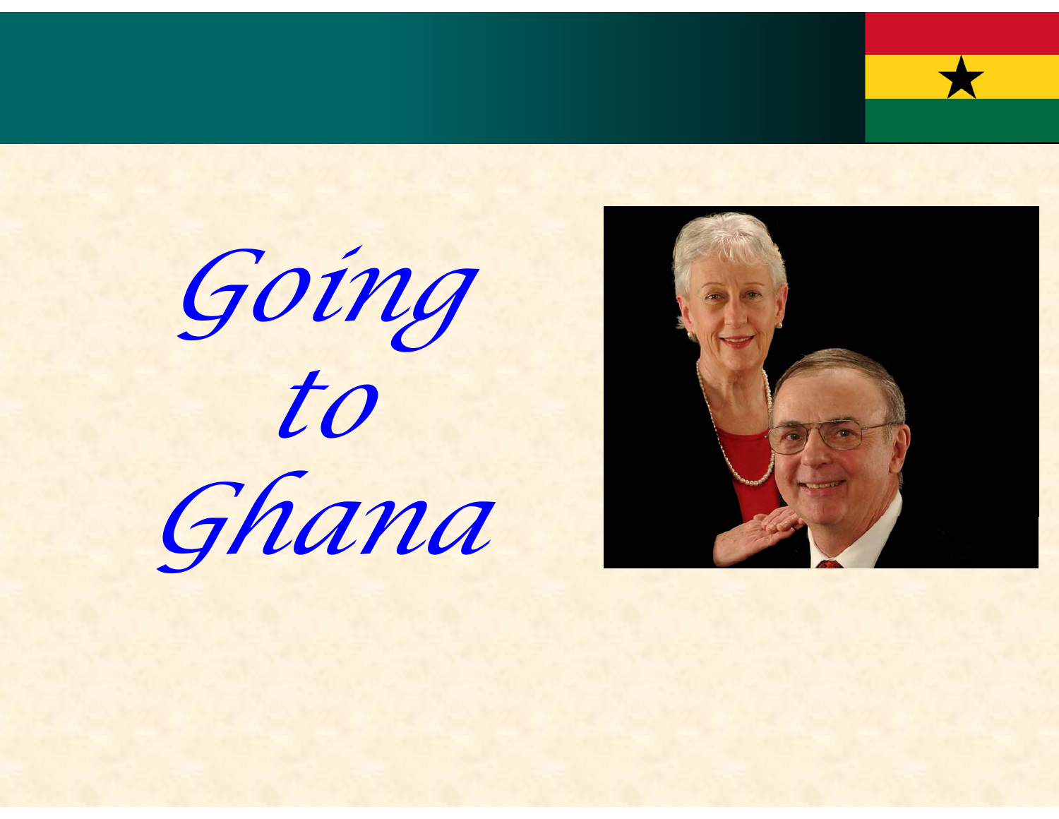# *Going to Ghana*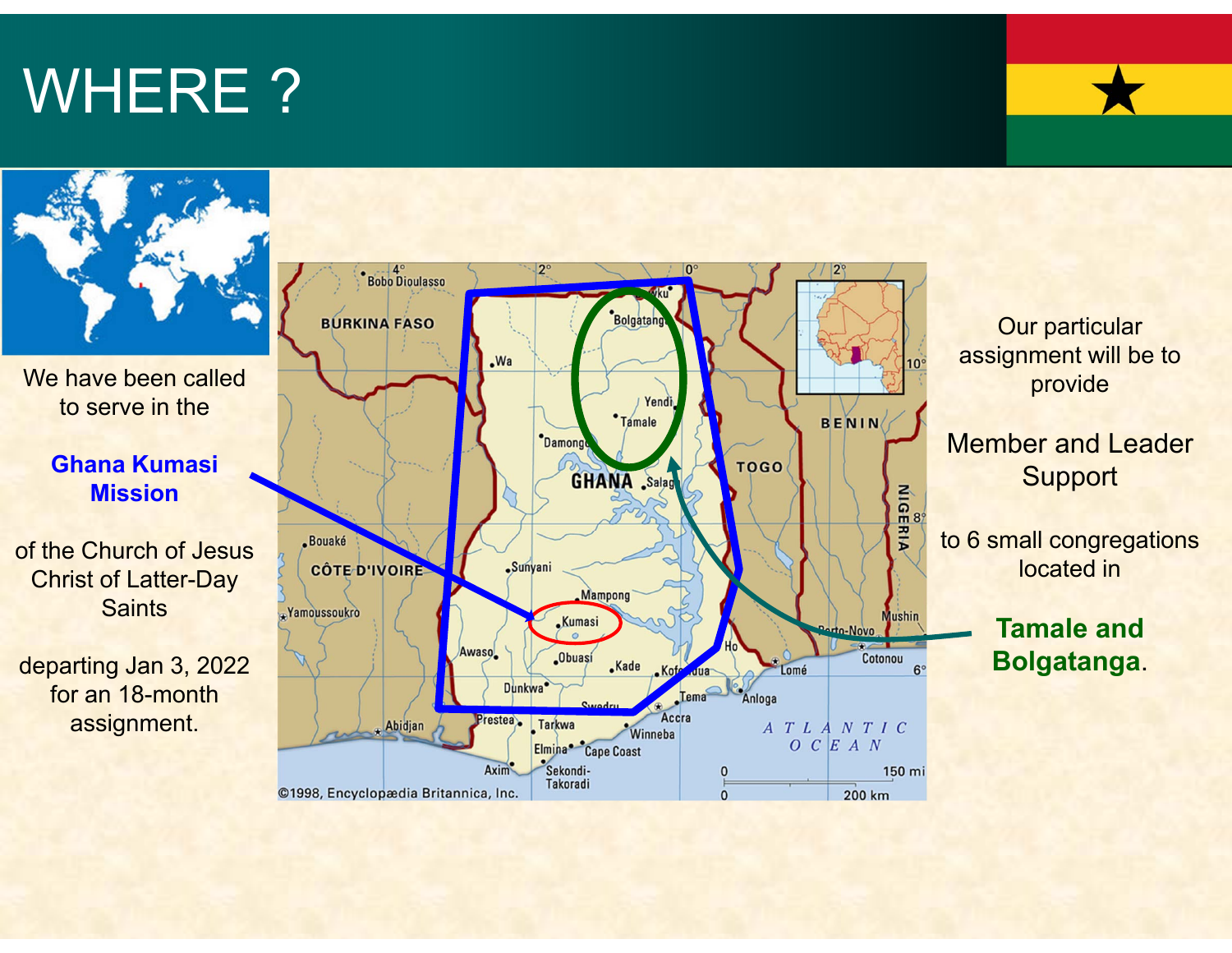# WHERE ?

We have been called to serve in the

**Ghana Kumasi Mission**

of the Church of Jesus Christ of Latter-Day Saints

departing Jan 3, 2022 for an 18-month assignment.

Our particular assignment will be to provide

Member and Leader Support

to 6 small congregations located in

**Tamale and Bolgatanga**.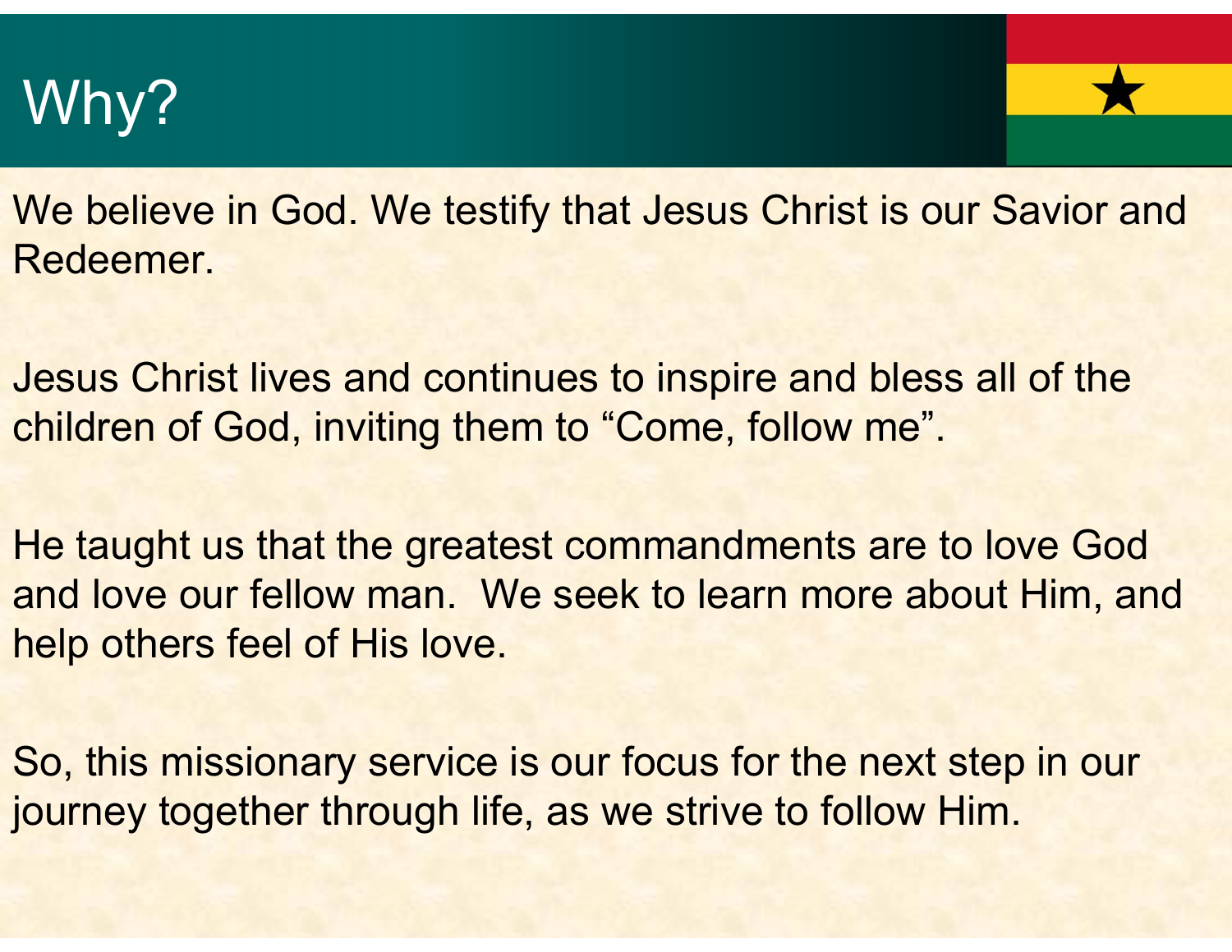# Why?

We believe in God. We testify that Jesus Christ is our Savior and Redeemer.

Jesus Christ lives and continues to inspire and bless all of the children of God, inviting them to “Come, follow me”.

He taught us that the greatest commandments are to love God and love our fellow man. We seek to learn more about Him, and help others feel of His love.

So, this missionary service is our focus for the next step in our journey together through life, as we strive to follow Him.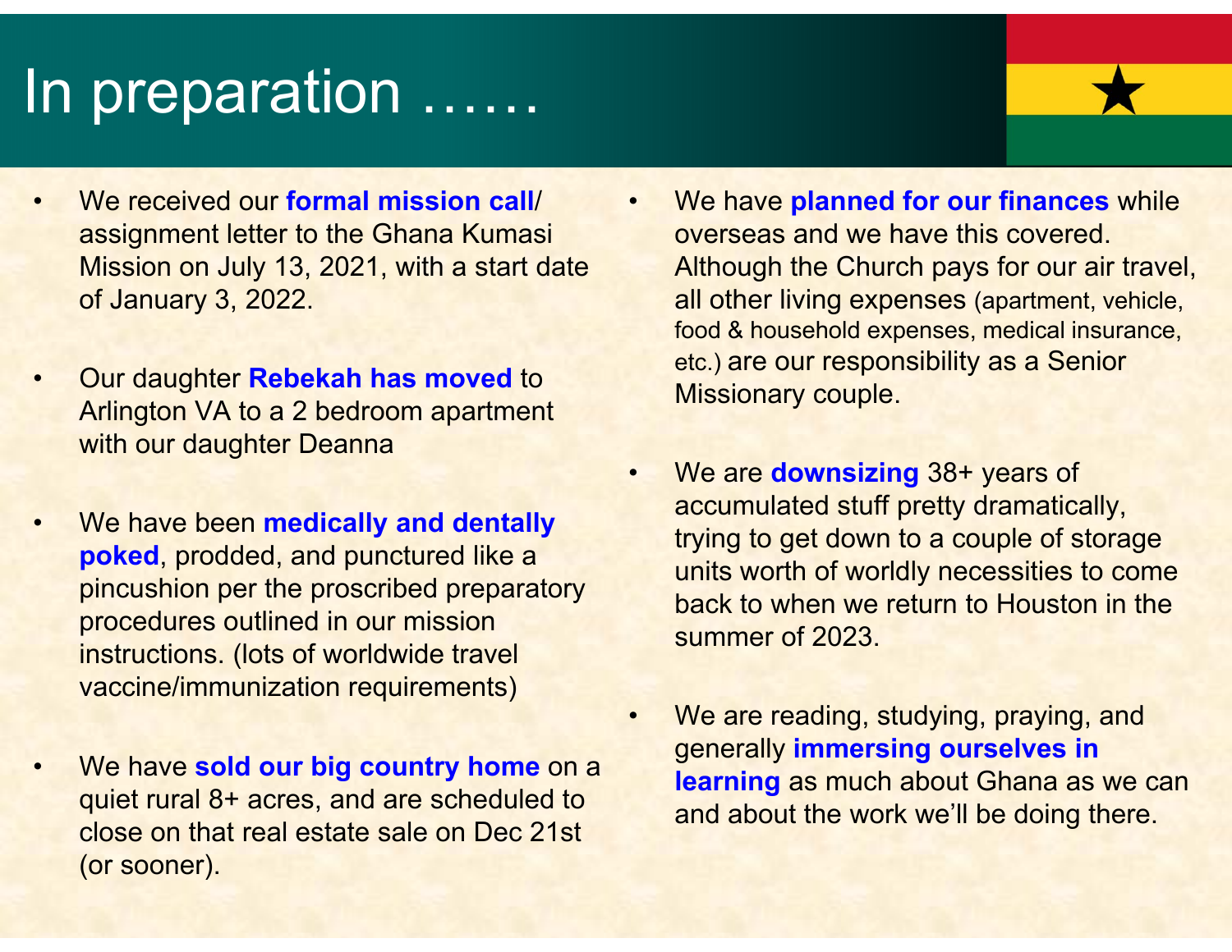# In preparation ……

- We received our **formal mission call**/ assignment letter to the Ghana Kumasi Mission on July 13, 2021, with a start date of January 3, 2022.
- Our daughter **Rebekah has moved** to Arlington VA to a 2 bedroom apartment with our daughter Deanna
- We have been **medically and dentally poked**, prodded, and punctured like a pincushion per the proscribed preparatory procedures outlined in our mission instructions. (lots of worldwide travel vaccine/immunization requirements)
- We have **sold our big country home** on a quiet rural 8+ acres, and are scheduled to close on that real estate sale on Dec 21st (or sooner).
- We have **planned for our finances** while overseas and we have this covered. Although the Church pays for our air travel, all other living expenses (apartment, vehicle, food & household expenses, medical insurance, etc.) are our responsibility as a Senior Missionary couple.
- We are **downsizing** 38+ years of accumulated stuff pretty dramatically, trying to get down to a couple of storage units worth of worldly necessities to come back to when we return to Houston in the summer of 2023.
- We are reading, studying, praying, and generally **immersing ourselves in learning** as much about Ghana as we can and about the work we'll be doing there.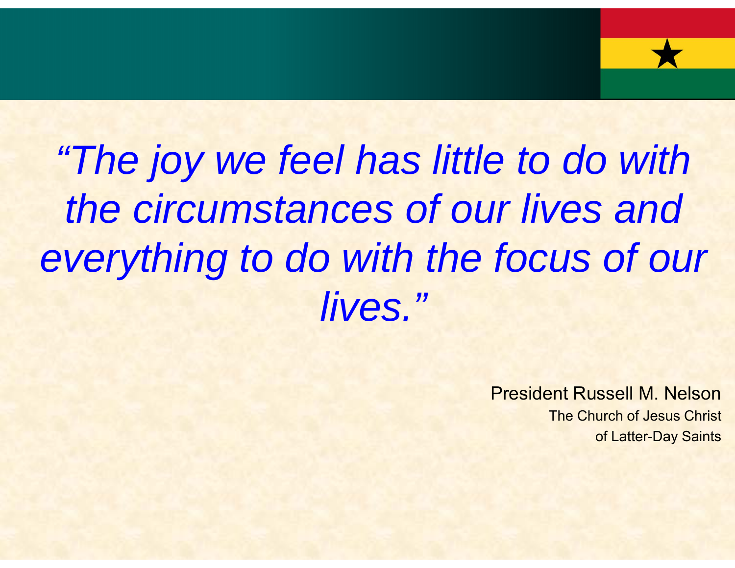*"The joy we feel has little to do with the circumstances of our lives and everything to do with the focus of our lives."*

President Russell M. Nelson
The Church of Jesus Christ of Latter-Day Saints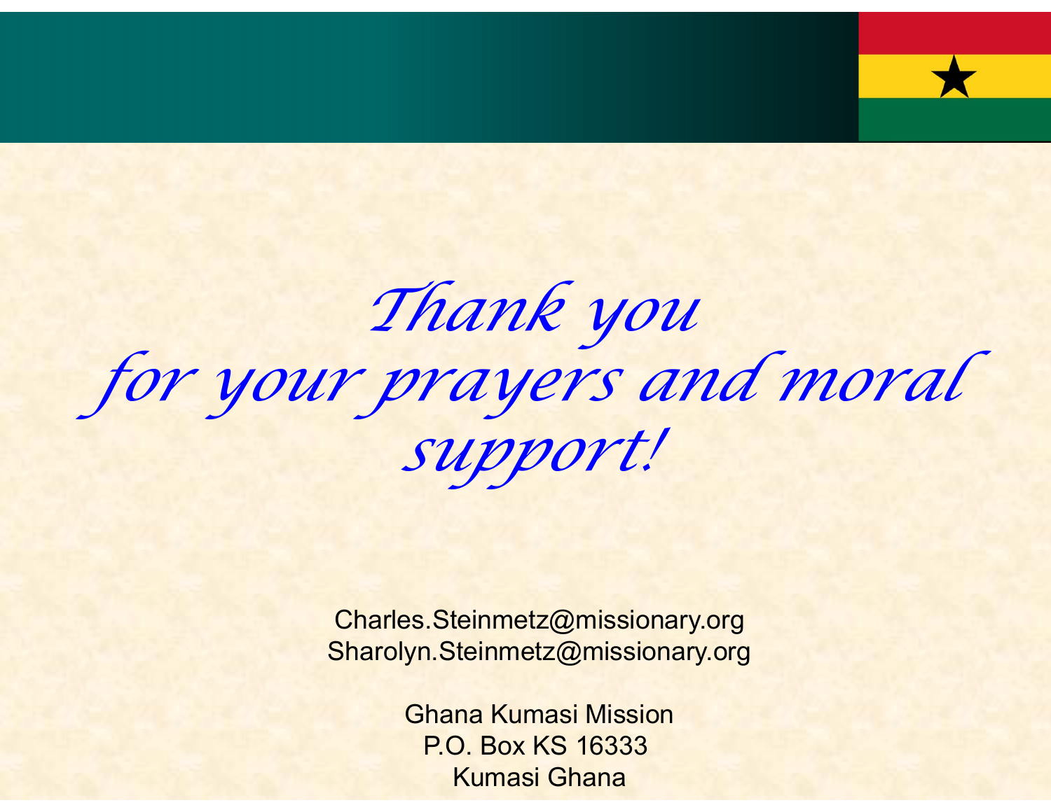*Thank you for your prayers and moral support!*

Charles.Steinmetz@missionary.org
Sharolyn.Steinmetz@missionary.org

Ghana Kumasi Mission
P.O. Box KS 16333
Kumasi Ghana